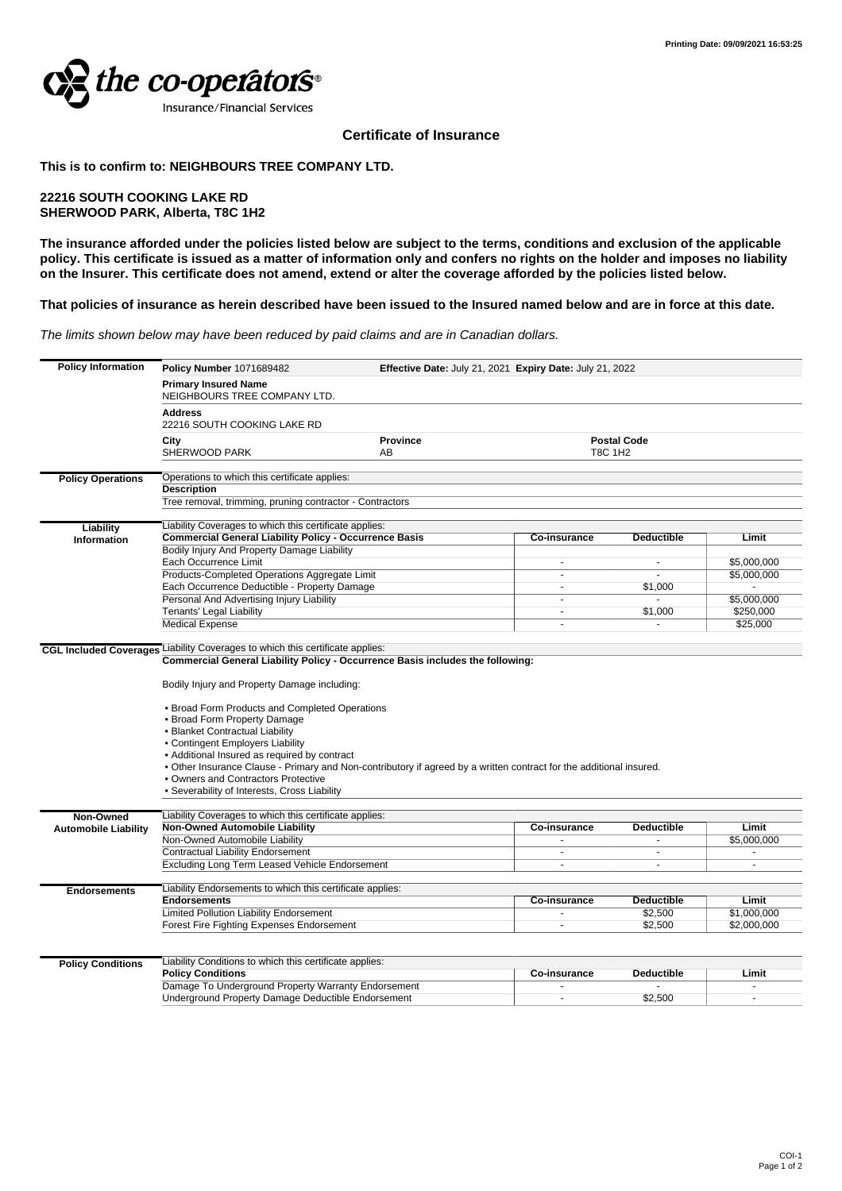Printing Date: 09/09/2021 16:53:25

the co-operators®
Insurance/Financial Services

# Certificate of Insurance

**This is to confirm to: NEIGHBOURS TREE COMPANY LTD.**

**22216 SOUTH COOKING LAKE RD**
**SHERWOOD PARK, Alberta, T8C 1H2**

**The insurance afforded under the policies listed below are subject to the terms, conditions and exclusion of the applicable policy. This certificate is issued as a matter of information only and confers no rights on the holder and imposes no liability on the Insurer. This certificate does not amend, extend or alter the coverage afforded by the policies listed below.**

**That policies of insurance as herein described have been issued to the Insured named below and are in force at this date.**

*The limits shown below may have been reduced by paid claims and are in Canadian dollars.*

| **Policy Information** | | | |
|---|---|---|---|
| **Policy Number** 1071689482 | **Effective Date:** July 21, 2021 **Expiry Date:** July 21, 2022 | | |
| **Primary Insured Name**<br>NEIGHBOURS TREE COMPANY LTD. | | | |
| **Address**<br>22216 SOUTH COOKING LAKE RD | | | |
| **City**<br>SHERWOOD PARK | **Province**<br>AB | **Postal Code**<br>T8C 1H2 | |

**Policy Operations**

Operations to which this certificate applies:

| **Description** |
|---|
| Tree removal, trimming, pruning contractor - Contractors |

**Liability Information**

Liability Coverages to which this certificate applies:

| **Commercial General Liability Policy - Occurrence Basis** | **Co-insurance** | **Deductible** | **Limit** |
|---|---|---|---|
| Bodily Injury And Property Damage Liability | | | |
| Each Occurrence Limit | - | - | $5,000,000 |
| Products-Completed Operations Aggregate Limit | - | - | $5,000,000 |
| Each Occurrence Deductible - Property Damage | - | $1,000 | - |
| Personal And Advertising Injury Liability | - | - | $5,000,000 |
| Tenants' Legal Liability | - | $1,000 | $250,000 |
| Medical Expense | - | - | $25,000 |

**CGL Included Coverages**

Liability Coverages to which this certificate applies:

**Commercial General Liability Policy - Occurrence Basis includes the following:**

Bodily Injury and Property Damage including:

- Broad Form Products and Completed Operations
- Broad Form Property Damage
- Blanket Contractual Liability
- Contingent Employers Liability
- Additional Insured as required by contract
- Other Insurance Clause - Primary and Non-contributory if agreed by a written contract for the additional insured.
- Owners and Contractors Protective
- Severability of Interests, Cross Liability

**Non-Owned Automobile Liability**

Liability Coverages to which this certificate applies:

| **Non-Owned Automobile Liability** | **Co-insurance** | **Deductible** | **Limit** |
|---|---|---|---|
| Non-Owned Automobile Liability | - | - | $5,000,000 |
| Contractual Liability Endorsement | - | - | - |
| Excluding Long Term Leased Vehicle Endorsement | - | - | - |

**Endorsements**

Liability Endorsements to which this certificate applies:

| **Endorsements** | **Co-insurance** | **Deductible** | **Limit** |
|---|---|---|---|
| Limited Pollution Liability Endorsement | - | $2,500 | $1,000,000 |
| Forest Fire Fighting Expenses Endorsement | - | $2,500 | $2,000,000 |

**Policy Conditions**

Liability Conditions to which this certificate applies:

| **Policy Conditions** | **Co-insurance** | **Deductible** | **Limit** |
|---|---|---|---|
| Damage To Underground Property Warranty Endorsement | - | - | - |
| Underground Property Damage Deductible Endorsement | - | $2,500 | - |

COI-1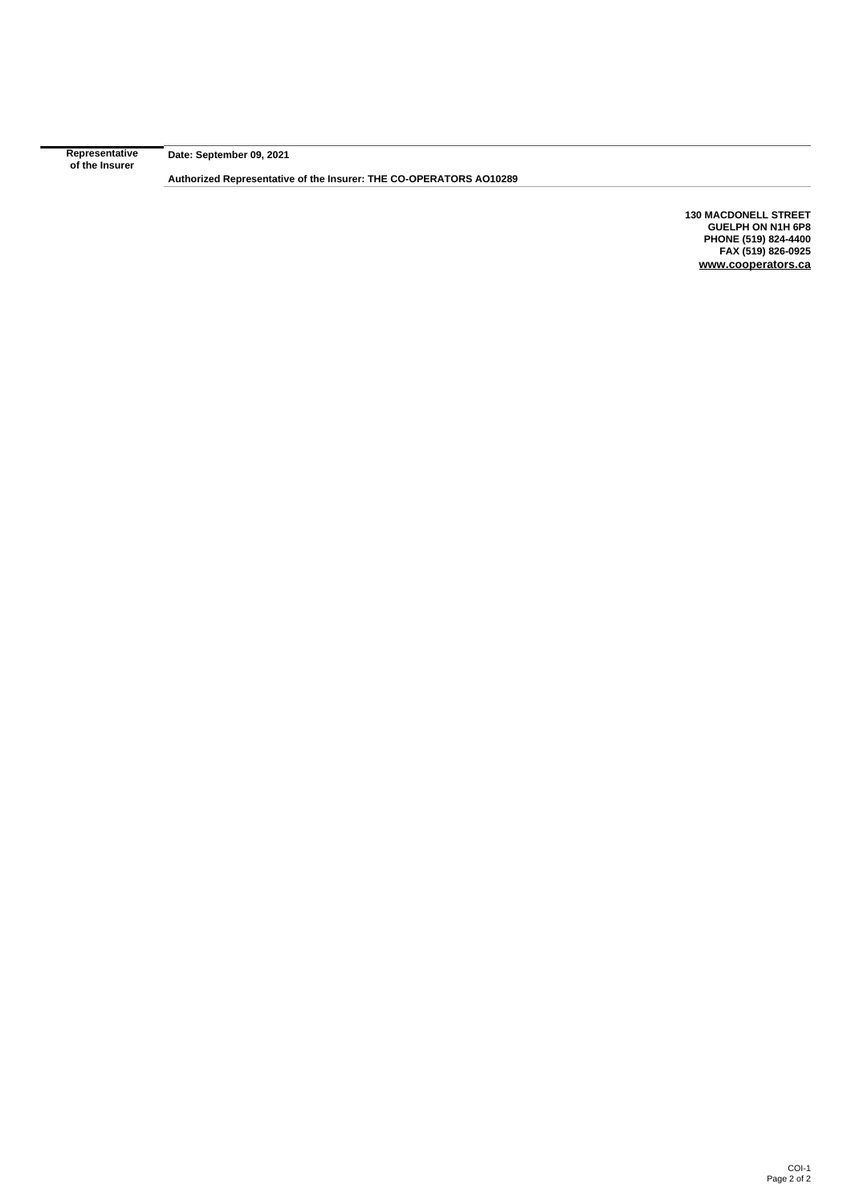| | |
|---|---|
| **Representative of the Insurer** | **Date: September 09, 2021** |
| | **Authorized Representative of the Insurer: THE CO-OPERATORS AO10289** |

**130 MACDONELL STREET**
**GUELPH ON N1H 6P8**
**PHONE (519) 824-4400**
**FAX (519) 826-0925**
**www.cooperators.ca**

COI-1